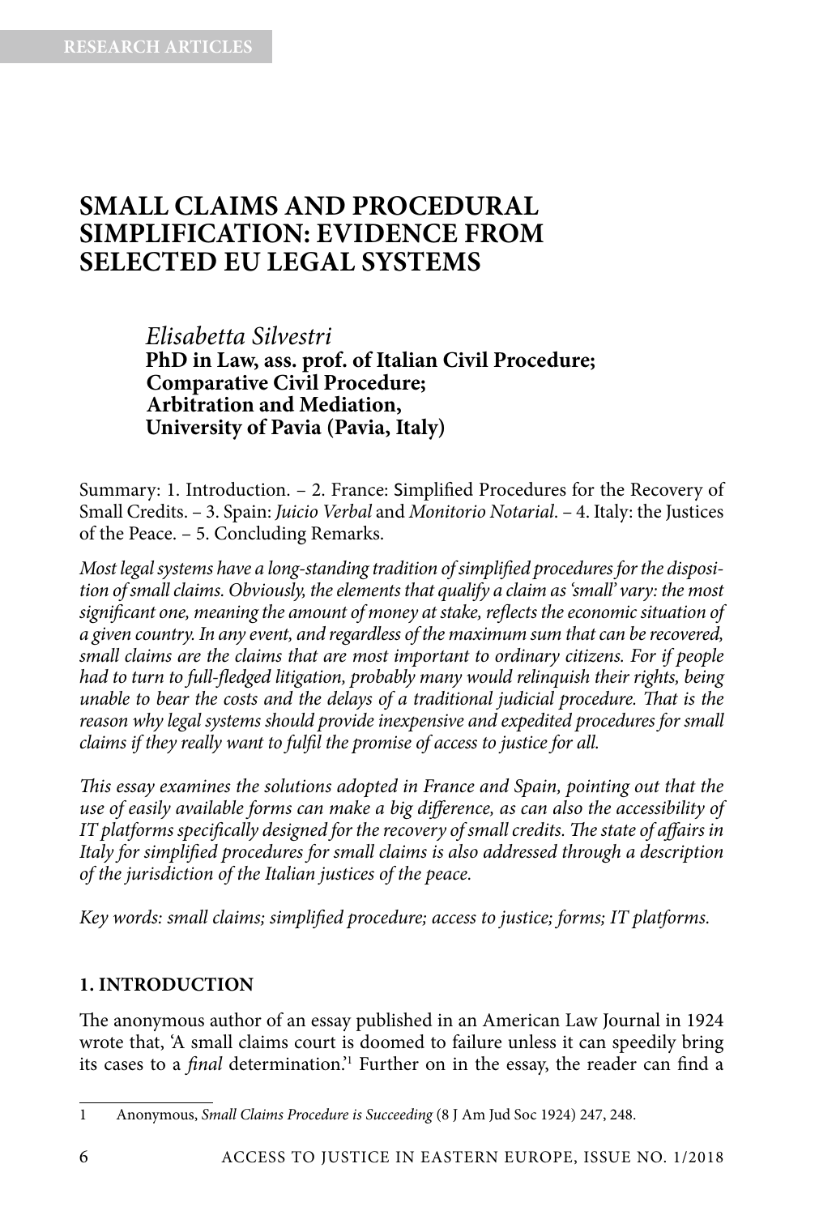RESEARCH ARTICLES

# SMALL CLAIMS AND PROCEDURAL SIMPLIFICATION: EVIDENCE FROM SELECTED EU LEGAL SYSTEMS

*Elisabetta Silvestri*
**PhD in Law, ass. prof. of Italian Civil Procedure; Comparative Civil Procedure; Arbitration and Mediation, University of Pavia (Pavia, Italy)**

Summary: 1. Introduction. – 2. France: Simplified Procedures for the Recovery of Small Credits. – 3. Spain: *Juicio Verbal* and *Monitorio Notarial*. – 4. Italy: the Justices of the Peace. – 5. Concluding Remarks.

*Most legal systems have a long-standing tradition of simplified procedures for the disposition of small claims. Obviously, the elements that qualify a claim as 'small' vary: the most significant one, meaning the amount of money at stake, reflects the economic situation of a given country. In any event, and regardless of the maximum sum that can be recovered, small claims are the claims that are most important to ordinary citizens. For if people had to turn to full-fledged litigation, probably many would relinquish their rights, being unable to bear the costs and the delays of a traditional judicial procedure. That is the reason why legal systems should provide inexpensive and expedited procedures for small claims if they really want to fulfil the promise of access to justice for all.*

*This essay examines the solutions adopted in France and Spain, pointing out that the use of easily available forms can make a big difference, as can also the accessibility of IT platforms specifically designed for the recovery of small credits. The state of affairs in Italy for simplified procedures for small claims is also addressed through a description of the jurisdiction of the Italian justices of the peace.*

*Key words: small claims; simplified procedure; access to justice; forms; IT platforms.*

## 1. INTRODUCTION

The anonymous author of an essay published in an American Law Journal in 1924 wrote that, 'A small claims court is doomed to failure unless it can speedily bring its cases to a *final* determination.'[1] Further on in the essay, the reader can find a

---

1 Anonymous, *Small Claims Procedure is Succeeding* (8 J Am Jud Soc 1924) 247, 248.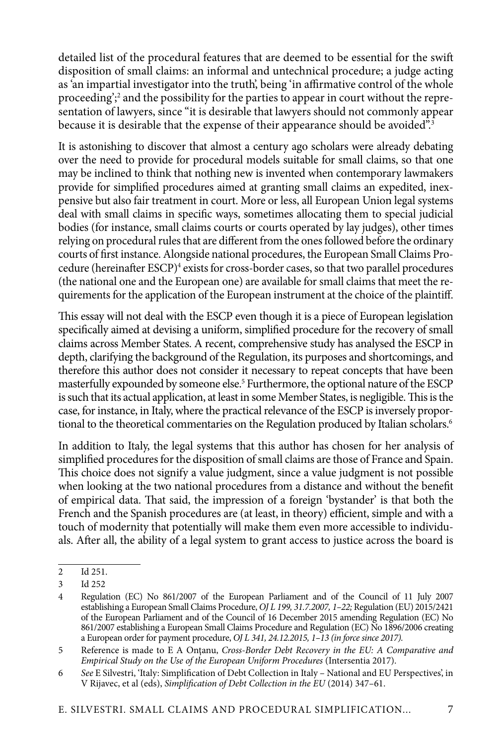detailed list of the procedural features that are deemed to be essential for the swift disposition of small claims: an informal and untechnical procedure; a judge acting as 'an impartial investigator into the truth', being 'in affirmative control of the whole proceeding';[2] and the possibility for the parties to appear in court without the representation of lawyers, since "it is desirable that lawyers should not commonly appear because it is desirable that the expense of their appearance should be avoided".[3]

It is astonishing to discover that almost a century ago scholars were already debating over the need to provide for procedural models suitable for small claims, so that one may be inclined to think that nothing new is invented when contemporary lawmakers provide for simplified procedures aimed at granting small claims an expedited, inexpensive but also fair treatment in court. More or less, all European Union legal systems deal with small claims in specific ways, sometimes allocating them to special judicial bodies (for instance, small claims courts or courts operated by lay judges), other times relying on procedural rules that are different from the ones followed before the ordinary courts of first instance. Alongside national procedures, the European Small Claims Procedure (hereinafter ESCP)[4] exists for cross-border cases, so that two parallel procedures (the national one and the European one) are available for small claims that meet the requirements for the application of the European instrument at the choice of the plaintiff.

This essay will not deal with the ESCP even though it is a piece of European legislation specifically aimed at devising a uniform, simplified procedure for the recovery of small claims across Member States. A recent, comprehensive study has analysed the ESCP in depth, clarifying the background of the Regulation, its purposes and shortcomings, and therefore this author does not consider it necessary to repeat concepts that have been masterfully expounded by someone else.[5] Furthermore, the optional nature of the ESCP is such that its actual application, at least in some Member States, is negligible. This is the case, for instance, in Italy, where the practical relevance of the ESCP is inversely proportional to the theoretical commentaries on the Regulation produced by Italian scholars.[6]

In addition to Italy, the legal systems that this author has chosen for her analysis of simplified procedures for the disposition of small claims are those of France and Spain. This choice does not signify a value judgment, since a value judgment is not possible when looking at the two national procedures from a distance and without the benefit of empirical data. That said, the impression of a foreign 'bystander' is that both the French and the Spanish procedures are (at least, in theory) efficient, simple and with a touch of modernity that potentially will make them even more accessible to individuals. After all, the ability of a legal system to grant access to justice across the board is

---

2 Id 251.

3 Id 252

4 Regulation (EC) No 861/2007 of the European Parliament and of the Council of 11 July 2007 establishing a European Small Claims Procedure, *OJ L 199, 31.7.2007, 1–22;* Regulation (EU) 2015/2421 of the European Parliament and of the Council of 16 December 2015 amending Regulation (EC) No 861/2007 establishing a European Small Claims Procedure and Regulation (EC) No 1896/2006 creating a European order for payment procedure, *OJ L 341, 24.12.2015, 1–13 (in force since 2017).*

5 Reference is made to E A Onțanu, *Cross-Border Debt Recovery in the EU: A Comparative and Empirical Study on the Use of the European Uniform Procedures* (Intersentia 2017).

6 *See* E Silvestri, 'Italy: Simplification of Debt Collection in Italy – National and EU Perspectives', in V Rijavec, et al (eds), *Simplification of Debt Collection in the EU* (2014) 347–61.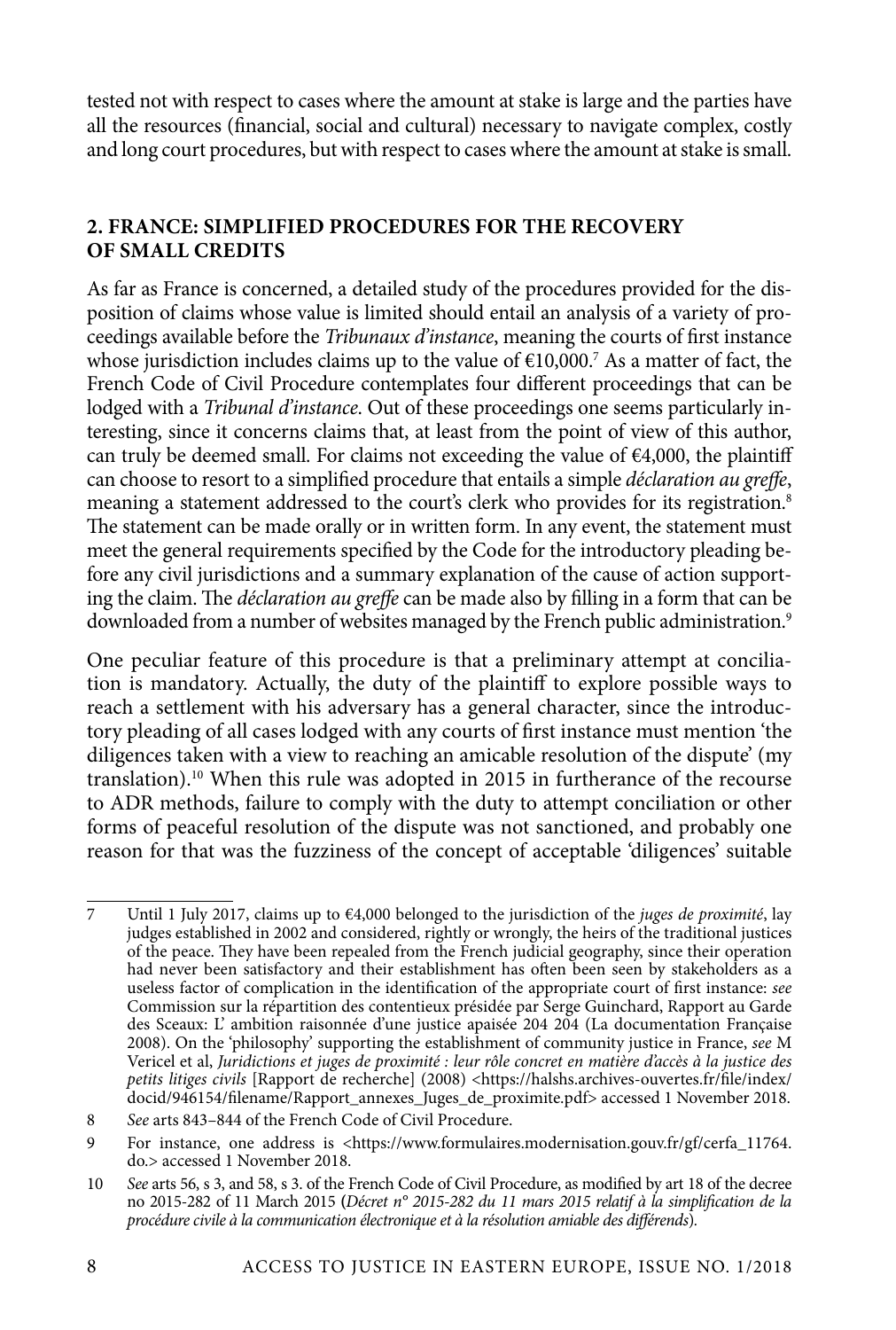tested not with respect to cases where the amount at stake is large and the parties have all the resources (financial, social and cultural) necessary to navigate complex, costly and long court procedures, but with respect to cases where the amount at stake is small.

## 2. FRANCE: SIMPLIFIED PROCEDURES FOR THE RECOVERY OF SMALL CREDITS

As far as France is concerned, a detailed study of the procedures provided for the disposition of claims whose value is limited should entail an analysis of a variety of proceedings available before the *Tribunaux d'instance*, meaning the courts of first instance whose jurisdiction includes claims up to the value of €10,000.[7] As a matter of fact, the French Code of Civil Procedure contemplates four different proceedings that can be lodged with a *Tribunal d'instance*. Out of these proceedings one seems particularly interesting, since it concerns claims that, at least from the point of view of this author, can truly be deemed small. For claims not exceeding the value of €4,000, the plaintiff can choose to resort to a simplified procedure that entails a simple *déclaration au greffe*, meaning a statement addressed to the court's clerk who provides for its registration.[8] The statement can be made orally or in written form. In any event, the statement must meet the general requirements specified by the Code for the introductory pleading before any civil jurisdictions and a summary explanation of the cause of action supporting the claim. The *déclaration au greffe* can be made also by filling in a form that can be downloaded from a number of websites managed by the French public administration.[9]

One peculiar feature of this procedure is that a preliminary attempt at conciliation is mandatory. Actually, the duty of the plaintiff to explore possible ways to reach a settlement with his adversary has a general character, since the introductory pleading of all cases lodged with any courts of first instance must mention 'the diligences taken with a view to reaching an amicable resolution of the dispute' (my translation).[10] When this rule was adopted in 2015 in furtherance of the recourse to ADR methods, failure to comply with the duty to attempt conciliation or other forms of peaceful resolution of the dispute was not sanctioned, and probably one reason for that was the fuzziness of the concept of acceptable 'diligences' suitable

---

7 Until 1 July 2017, claims up to €4,000 belonged to the jurisdiction of the *juges de proximité*, lay judges established in 2002 and considered, rightly or wrongly, the heirs of the traditional justices of the peace. They have been repealed from the French judicial geography, since their operation had never been satisfactory and their establishment has often been seen by stakeholders as a useless factor of complication in the identification of the appropriate court of first instance: *see* Commission sur la répartition des contentieux présidée par Serge Guinchard, Rapport au Garde des Sceaux: L' ambition raisonnée d'une justice apaisée 204 204 (La documentation Française 2008). On the 'philosophy' supporting the establishment of community justice in France, *see* M Vericel et al, *Juridictions et juges de proximité : leur rôle concret en matière d'accès à la justice des petits litiges civils* [Rapport de recherche] (2008) <https://halshs.archives-ouvertes.fr/file/index/docid/946154/filename/Rapport_annexes_Juges_de_proximite.pdf> accessed 1 November 2018.

8 *See* arts 843–844 of the French Code of Civil Procedure.

9 For instance, one address is <https://www.formulaires.modernisation.gouv.fr/gf/cerfa_11764.do.> accessed 1 November 2018.

10 *See* arts 56, s 3, and 58, s 3. of the French Code of Civil Procedure, as modified by art 18 of the decree no 2015-282 of 11 March 2015 (*Décret n° 2015-282 du 11 mars 2015 relatif à la simplification de la procédure civile à la communication électronique et à la résolution amiable des différends*).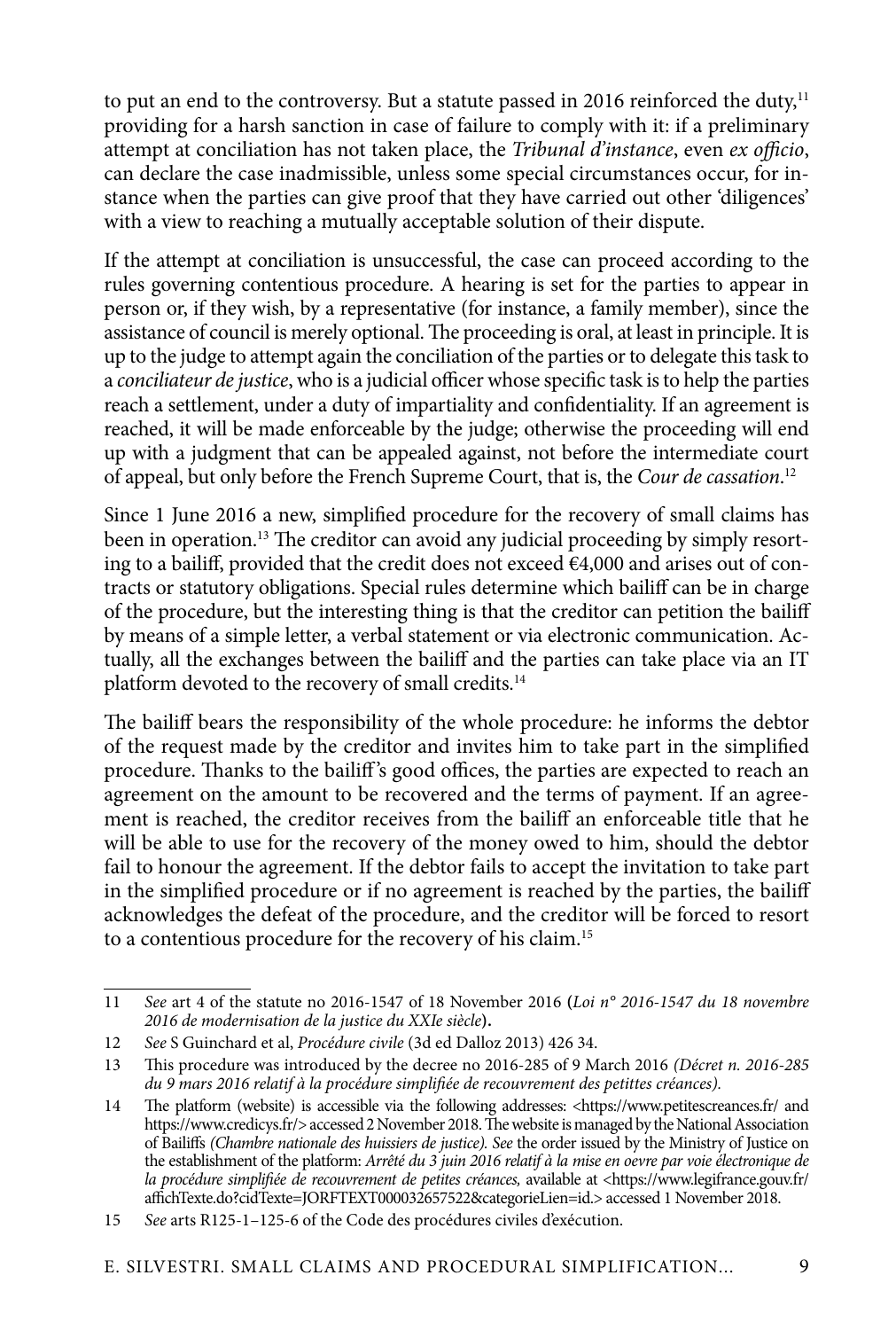to put an end to the controversy. But a statute passed in 2016 reinforced the duty,[11] providing for a harsh sanction in case of failure to comply with it: if a preliminary attempt at conciliation has not taken place, the *Tribunal d'instance*, even *ex officio*, can declare the case inadmissible, unless some special circumstances occur, for instance when the parties can give proof that they have carried out other 'diligences' with a view to reaching a mutually acceptable solution of their dispute.

If the attempt at conciliation is unsuccessful, the case can proceed according to the rules governing contentious procedure. A hearing is set for the parties to appear in person or, if they wish, by a representative (for instance, a family member), since the assistance of council is merely optional. The proceeding is oral, at least in principle. It is up to the judge to attempt again the conciliation of the parties or to delegate this task to a *conciliateur de justice*, who is a judicial officer whose specific task is to help the parties reach a settlement, under a duty of impartiality and confidentiality. If an agreement is reached, it will be made enforceable by the judge; otherwise the proceeding will end up with a judgment that can be appealed against, not before the intermediate court of appeal, but only before the French Supreme Court, that is, the *Cour de cassation*.[12]

Since 1 June 2016 a new, simplified procedure for the recovery of small claims has been in operation.[13] The creditor can avoid any judicial proceeding by simply resorting to a bailiff, provided that the credit does not exceed €4,000 and arises out of contracts or statutory obligations. Special rules determine which bailiff can be in charge of the procedure, but the interesting thing is that the creditor can petition the bailiff by means of a simple letter, a verbal statement or via electronic communication. Actually, all the exchanges between the bailiff and the parties can take place via an IT platform devoted to the recovery of small credits.[14]

The bailiff bears the responsibility of the whole procedure: he informs the debtor of the request made by the creditor and invites him to take part in the simplified procedure. Thanks to the bailiff's good offices, the parties are expected to reach an agreement on the amount to be recovered and the terms of payment. If an agreement is reached, the creditor receives from the bailiff an enforceable title that he will be able to use for the recovery of the money owed to him, should the debtor fail to honour the agreement. If the debtor fails to accept the invitation to take part in the simplified procedure or if no agreement is reached by the parties, the bailiff acknowledges the defeat of the procedure, and the creditor will be forced to resort to a contentious procedure for the recovery of his claim.[15]

---

11 *See* art 4 of the statute no 2016-1547 of 18 November 2016 **(***Loi n° 2016-1547 du 18 novembre 2016 de modernisation de la justice du XXIe siècle***).**

12 *See* S Guinchard et al, *Procédure civile* (3d ed Dalloz 2013) 426 34.

13 This procedure was introduced by the decree no 2016-285 of 9 March 2016 *(Décret n. 2016-285 du 9 mars 2016 relatif à la procédure simplifiée de recouvrement des petittes créances).*

14 The platform (website) is accessible via the following addresses: <https://www.petitescreances.fr/ and https://www.credicys.fr/> accessed 2 November 2018. The website is managed by the National Association of Bailiffs *(Chambre nationale des huissiers de justice). See* the order issued by the Ministry of Justice on the establishment of the platform: *Arrêté du 3 juin 2016 relatif à la mise en oevre par voie électronique de la procédure simplifiée de recouvrement de petites créances,* available at <https://www.legifrance.gouv.fr/affichTexte.do?cidTexte=JORFTEXT000032657522&categorieLien=id.> accessed 1 November 2018.

15 *See* arts R125-1–125-6 of the Code des procédures civiles d'exécution.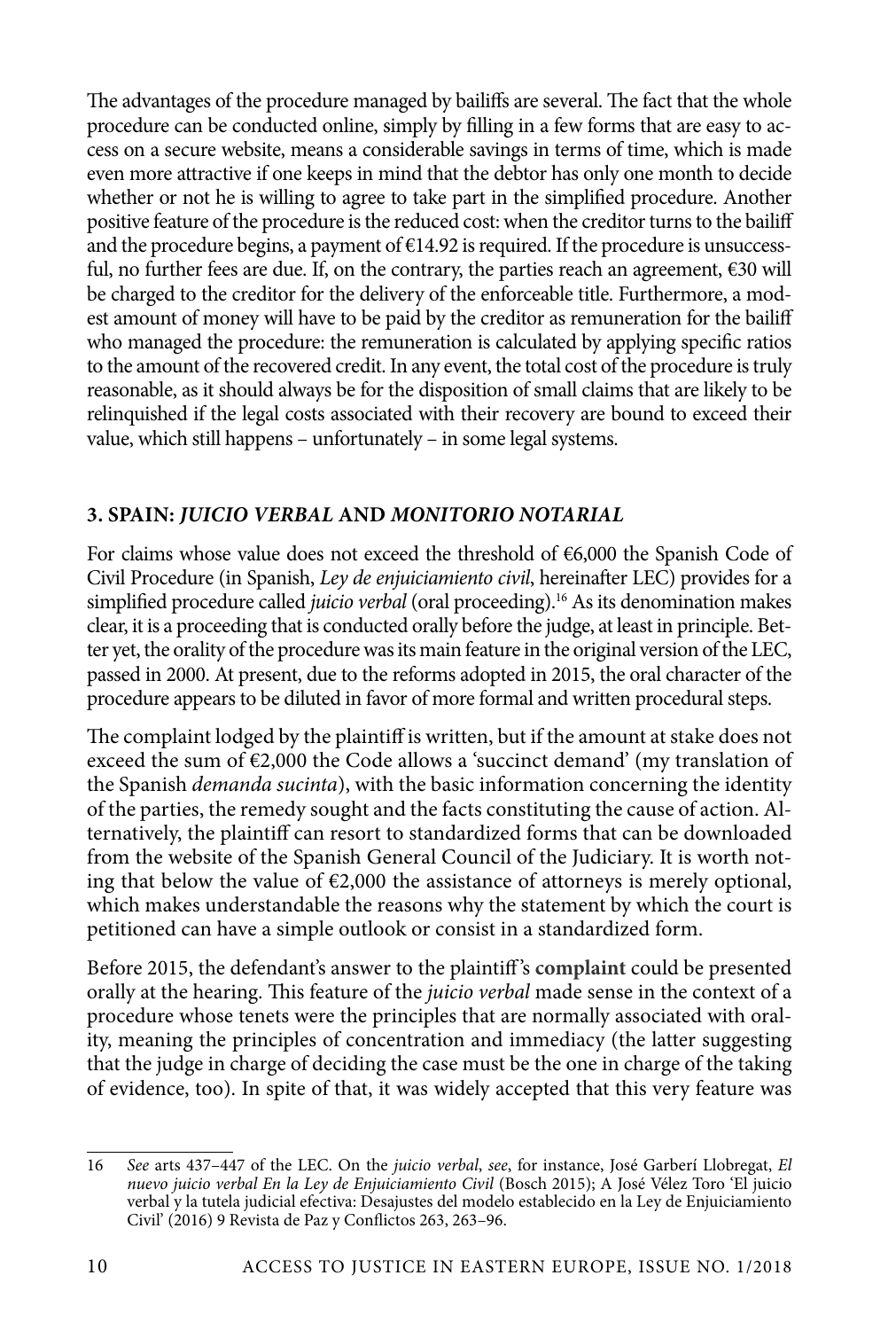The advantages of the procedure managed by bailiffs are several. The fact that the whole procedure can be conducted online, simply by filling in a few forms that are easy to access on a secure website, means a considerable savings in terms of time, which is made even more attractive if one keeps in mind that the debtor has only one month to decide whether or not he is willing to agree to take part in the simplified procedure. Another positive feature of the procedure is the reduced cost: when the creditor turns to the bailiff and the procedure begins, a payment of €14.92 is required. If the procedure is unsuccessful, no further fees are due. If, on the contrary, the parties reach an agreement, €30 will be charged to the creditor for the delivery of the enforceable title. Furthermore, a modest amount of money will have to be paid by the creditor as remuneration for the bailiff who managed the procedure: the remuneration is calculated by applying specific ratios to the amount of the recovered credit. In any event, the total cost of the procedure is truly reasonable, as it should always be for the disposition of small claims that are likely to be relinquished if the legal costs associated with their recovery are bound to exceed their value, which still happens – unfortunately – in some legal systems.

### 3. SPAIN: *JUICIO VERBAL* AND *MONITORIO NOTARIAL*

For claims whose value does not exceed the threshold of €6,000 the Spanish Code of Civil Procedure (in Spanish, *Ley de enjuiciamiento civil*, hereinafter LEC) provides for a simplified procedure called *juicio verbal* (oral proceeding).[16] As its denomination makes clear, it is a proceeding that is conducted orally before the judge, at least in principle. Better yet, the orality of the procedure was its main feature in the original version of the LEC, passed in 2000. At present, due to the reforms adopted in 2015, the oral character of the procedure appears to be diluted in favor of more formal and written procedural steps.

The complaint lodged by the plaintiff is written, but if the amount at stake does not exceed the sum of €2,000 the Code allows a 'succinct demand' (my translation of the Spanish *demanda sucinta*), with the basic information concerning the identity of the parties, the remedy sought and the facts constituting the cause of action. Alternatively, the plaintiff can resort to standardized forms that can be downloaded from the website of the Spanish General Council of the Judiciary. It is worth noting that below the value of €2,000 the assistance of attorneys is merely optional, which makes understandable the reasons why the statement by which the court is petitioned can have a simple outlook or consist in a standardized form.

Before 2015, the defendant's answer to the plaintiff's **complaint** could be presented orally at the hearing. This feature of the *juicio verbal* made sense in the context of a procedure whose tenets were the principles that are normally associated with orality, meaning the principles of concentration and immediacy (the latter suggesting that the judge in charge of deciding the case must be the one in charge of the taking of evidence, too). In spite of that, it was widely accepted that this very feature was

---

16 *See* arts 437–447 of the LEC. On the *juicio verbal*, *see*, for instance, José Garberí Llobregat, *El nuevo juicio verbal En la Ley de Enjuiciamiento Civil* (Bosch 2015); A José Vélez Toro 'El juicio verbal y la tutela judicial efectiva: Desajustes del modelo establecido en la Ley de Enjuiciamiento Civil' (2016) 9 Revista de Paz y Conflictos 263, 263–96.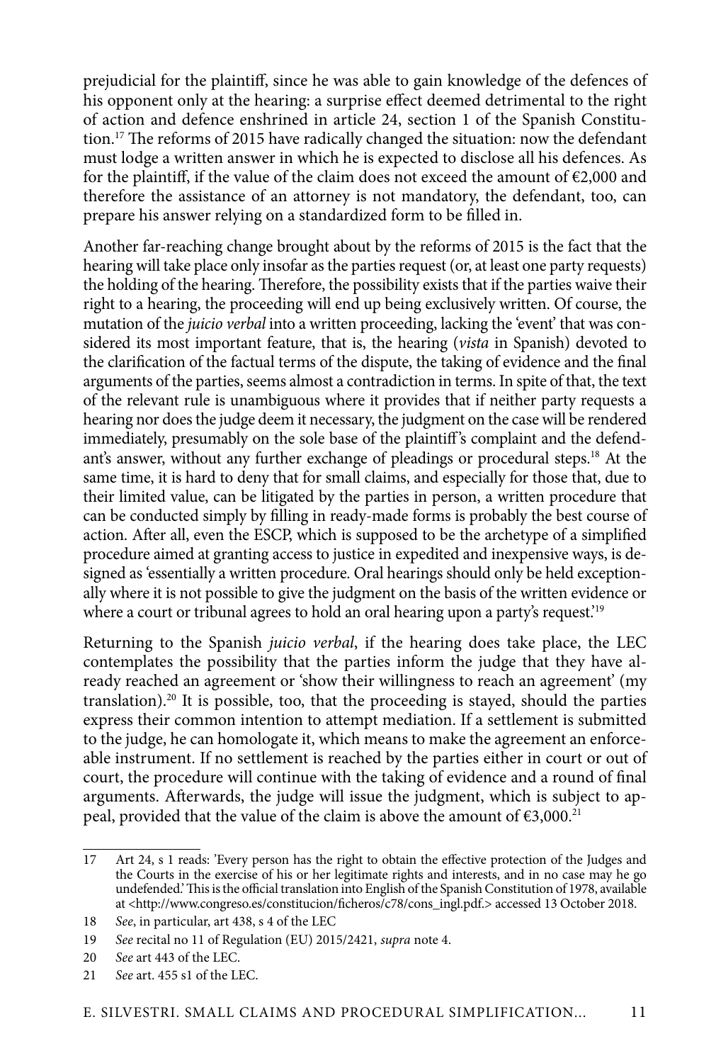prejudicial for the plaintiff, since he was able to gain knowledge of the defences of his opponent only at the hearing: a surprise effect deemed detrimental to the right of action and defence enshrined in article 24, section 1 of the Spanish Constitution.[17] The reforms of 2015 have radically changed the situation: now the defendant must lodge a written answer in which he is expected to disclose all his defences. As for the plaintiff, if the value of the claim does not exceed the amount of €2,000 and therefore the assistance of an attorney is not mandatory, the defendant, too, can prepare his answer relying on a standardized form to be filled in.

Another far-reaching change brought about by the reforms of 2015 is the fact that the hearing will take place only insofar as the parties request (or, at least one party requests) the holding of the hearing. Therefore, the possibility exists that if the parties waive their right to a hearing, the proceeding will end up being exclusively written. Of course, the mutation of the *juicio verbal* into a written proceeding, lacking the 'event' that was considered its most important feature, that is, the hearing (*vista* in Spanish) devoted to the clarification of the factual terms of the dispute, the taking of evidence and the final arguments of the parties, seems almost a contradiction in terms. In spite of that, the text of the relevant rule is unambiguous where it provides that if neither party requests a hearing nor does the judge deem it necessary, the judgment on the case will be rendered immediately, presumably on the sole base of the plaintiff's complaint and the defendant's answer, without any further exchange of pleadings or procedural steps.[18] At the same time, it is hard to deny that for small claims, and especially for those that, due to their limited value, can be litigated by the parties in person, a written procedure that can be conducted simply by filling in ready-made forms is probably the best course of action. After all, even the ESCP, which is supposed to be the archetype of a simplified procedure aimed at granting access to justice in expedited and inexpensive ways, is designed as 'essentially a written procedure. Oral hearings should only be held exceptionally where it is not possible to give the judgment on the basis of the written evidence or where a court or tribunal agrees to hold an oral hearing upon a party's request.'[19]

Returning to the Spanish *juicio verbal*, if the hearing does take place, the LEC contemplates the possibility that the parties inform the judge that they have already reached an agreement or 'show their willingness to reach an agreement' (my translation).[20] It is possible, too, that the proceeding is stayed, should the parties express their common intention to attempt mediation. If a settlement is submitted to the judge, he can homologate it, which means to make the agreement an enforceable instrument. If no settlement is reached by the parties either in court or out of court, the procedure will continue with the taking of evidence and a round of final arguments. Afterwards, the judge will issue the judgment, which is subject to appeal, provided that the value of the claim is above the amount of €3,000.[21]

---

17 Art 24, s 1 reads: 'Every person has the right to obtain the effective protection of the Judges and the Courts in the exercise of his or her legitimate rights and interests, and in no case may he go undefended.' This is the official translation into English of the Spanish Constitution of 1978, available at <http://www.congreso.es/constitucion/ficheros/c78/cons_ingl.pdf.> accessed 13 October 2018.

18 *See*, in particular, art 438, s 4 of the LEC

19 *See* recital no 11 of Regulation (EU) 2015/2421, *supra* note 4.

20 *See* art 443 of the LEC.

21 *See* art. 455 s1 of the LEC.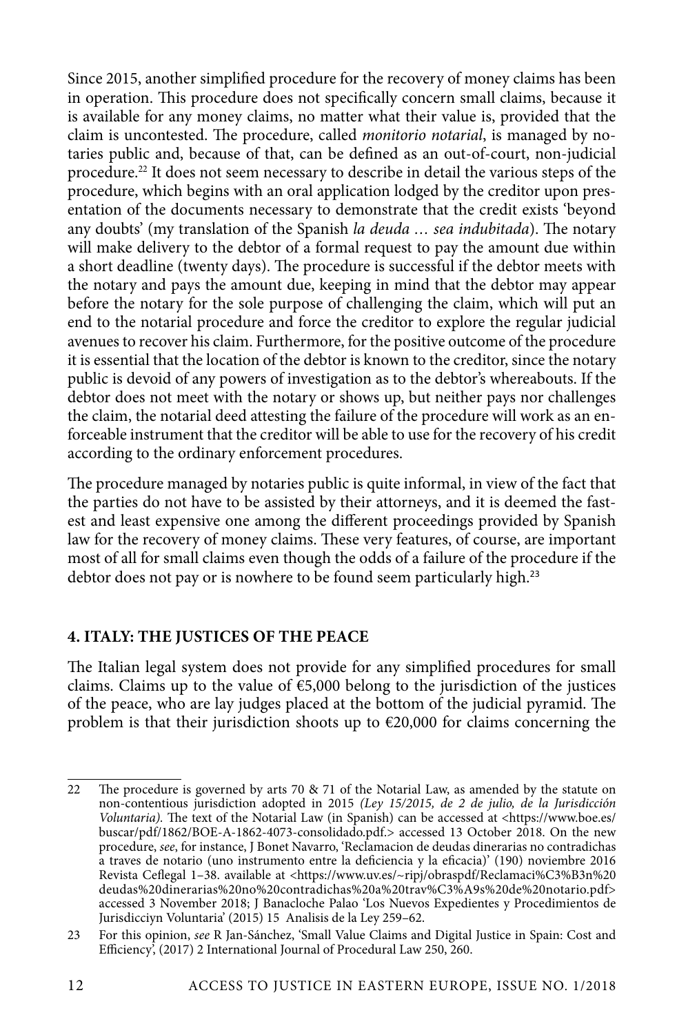Since 2015, another simplified procedure for the recovery of money claims has been in operation. This procedure does not specifically concern small claims, because it is available for any money claims, no matter what their value is, provided that the claim is uncontested. The procedure, called *monitorio notarial*, is managed by notaries public and, because of that, can be defined as an out-of-court, non-judicial procedure.[22] It does not seem necessary to describe in detail the various steps of the procedure, which begins with an oral application lodged by the creditor upon presentation of the documents necessary to demonstrate that the credit exists 'beyond any doubts' (my translation of the Spanish *la deuda … sea indubitada*). The notary will make delivery to the debtor of a formal request to pay the amount due within a short deadline (twenty days). The procedure is successful if the debtor meets with the notary and pays the amount due, keeping in mind that the debtor may appear before the notary for the sole purpose of challenging the claim, which will put an end to the notarial procedure and force the creditor to explore the regular judicial avenues to recover his claim. Furthermore, for the positive outcome of the procedure it is essential that the location of the debtor is known to the creditor, since the notary public is devoid of any powers of investigation as to the debtor's whereabouts. If the debtor does not meet with the notary or shows up, but neither pays nor challenges the claim, the notarial deed attesting the failure of the procedure will work as an enforceable instrument that the creditor will be able to use for the recovery of his credit according to the ordinary enforcement procedures.

The procedure managed by notaries public is quite informal, in view of the fact that the parties do not have to be assisted by their attorneys, and it is deemed the fastest and least expensive one among the different proceedings provided by Spanish law for the recovery of money claims. These very features, of course, are important most of all for small claims even though the odds of a failure of the procedure if the debtor does not pay or is nowhere to be found seem particularly high.[23]

## 4. ITALY: THE JUSTICES OF THE PEACE

The Italian legal system does not provide for any simplified procedures for small claims. Claims up to the value of €5,000 belong to the jurisdiction of the justices of the peace, who are lay judges placed at the bottom of the judicial pyramid. The problem is that their jurisdiction shoots up to €20,000 for claims concerning the

---

22 The procedure is governed by arts 70 & 71 of the Notarial Law, as amended by the statute on non-contentious jurisdiction adopted in 2015 *(Ley 15/2015, de 2 de julio, de la Jurisdicción Voluntaria)*. The text of the Notarial Law (in Spanish) can be accessed at <https://www.boe.es/buscar/pdf/1862/BOE-A-1862-4073-consolidado.pdf.> accessed 13 October 2018. On the new procedure, *see*, for instance, J Bonet Navarro, 'Reclamacion de deudas dinerarias no contradichas a traves de notario (uno instrumento entre la deficiencia y la eficacia)' (190) noviembre 2016 Revista Ceflegal 1–38. available at <https://www.uv.es/~ripj/obraspdf/Reclamaci%C3%B3n%20deudas%20dinerarias%20no%20contradichas%20a%20trav%C3%A9s%20de%20notario.pdf> accessed 3 November 2018; J Banacloche Palao 'Los Nuevos Expedientes y Procedimientos de Jurisdicciyn Voluntaria' (2015) 15 Analisis de la Ley 259–62.

23 For this opinion, *see* R Jan-Sánchez, 'Small Value Claims and Digital Justice in Spain: Cost and Efficiency', (2017) 2 International Journal of Procedural Law 250, 260.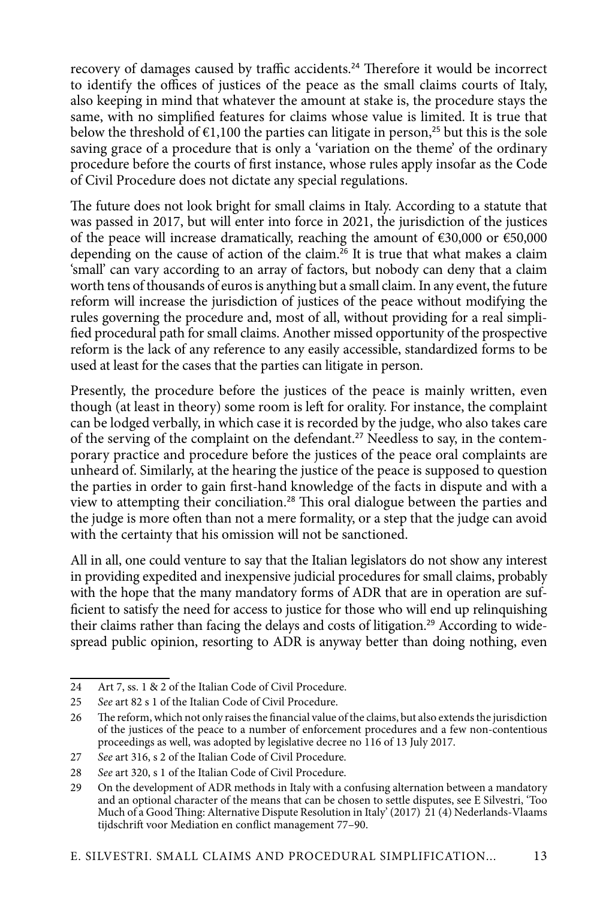recovery of damages caused by traffic accidents.[24] Therefore it would be incorrect to identify the offices of justices of the peace as the small claims courts of Italy, also keeping in mind that whatever the amount at stake is, the procedure stays the same, with no simplified features for claims whose value is limited. It is true that below the threshold of €1,100 the parties can litigate in person,[25] but this is the sole saving grace of a procedure that is only a 'variation on the theme' of the ordinary procedure before the courts of first instance, whose rules apply insofar as the Code of Civil Procedure does not dictate any special regulations.

The future does not look bright for small claims in Italy. According to a statute that was passed in 2017, but will enter into force in 2021, the jurisdiction of the justices of the peace will increase dramatically, reaching the amount of €30,000 or €50,000 depending on the cause of action of the claim.[26] It is true that what makes a claim 'small' can vary according to an array of factors, but nobody can deny that a claim worth tens of thousands of euros is anything but a small claim. In any event, the future reform will increase the jurisdiction of justices of the peace without modifying the rules governing the procedure and, most of all, without providing for a real simplified procedural path for small claims. Another missed opportunity of the prospective reform is the lack of any reference to any easily accessible, standardized forms to be used at least for the cases that the parties can litigate in person.

Presently, the procedure before the justices of the peace is mainly written, even though (at least in theory) some room is left for orality. For instance, the complaint can be lodged verbally, in which case it is recorded by the judge, who also takes care of the serving of the complaint on the defendant.[27] Needless to say, in the contemporary practice and procedure before the justices of the peace oral complaints are unheard of. Similarly, at the hearing the justice of the peace is supposed to question the parties in order to gain first-hand knowledge of the facts in dispute and with a view to attempting their conciliation.[28] This oral dialogue between the parties and the judge is more often than not a mere formality, or a step that the judge can avoid with the certainty that his omission will not be sanctioned.

All in all, one could venture to say that the Italian legislators do not show any interest in providing expedited and inexpensive judicial procedures for small claims, probably with the hope that the many mandatory forms of ADR that are in operation are sufficient to satisfy the need for access to justice for those who will end up relinquishing their claims rather than facing the delays and costs of litigation.[29] According to widespread public opinion, resorting to ADR is anyway better than doing nothing, even

---

24 Art 7, ss. 1 & 2 of the Italian Code of Civil Procedure.

25 *See* art 82 s 1 of the Italian Code of Civil Procedure.

26 The reform, which not only raises the financial value of the claims, but also extends the jurisdiction of the justices of the peace to a number of enforcement procedures and a few non-contentious proceedings as well, was adopted by legislative decree no 116 of 13 July 2017.

27 *See* art 316, s 2 of the Italian Code of Civil Procedure.

28 *See* art 320, s 1 of the Italian Code of Civil Procedure.

29 On the development of ADR methods in Italy with a confusing alternation between a mandatory and an optional character of the means that can be chosen to settle disputes, see E Silvestri, 'Too Much of a Good Thing: Alternative Dispute Resolution in Italy' (2017) 21 (4) Nederlands-Vlaams tijdschrift voor Mediation en conflict management 77–90.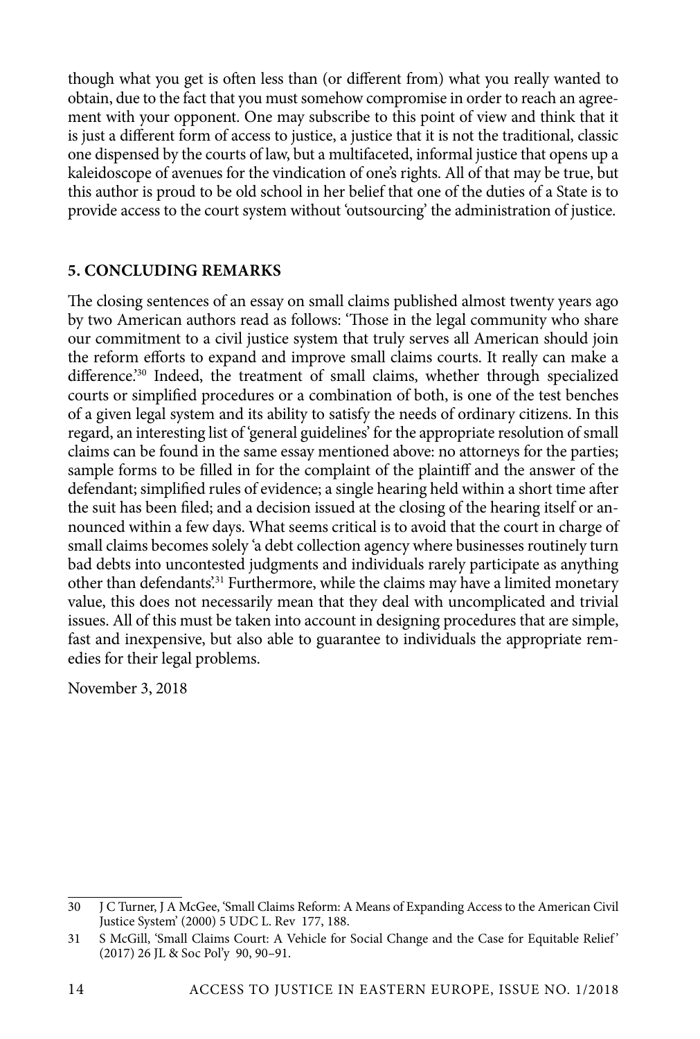though what you get is often less than (or different from) what you really wanted to obtain, due to the fact that you must somehow compromise in order to reach an agreement with your opponent. One may subscribe to this point of view and think that it is just a different form of access to justice, a justice that it is not the traditional, classic one dispensed by the courts of law, but a multifaceted, informal justice that opens up a kaleidoscope of avenues for the vindication of one's rights. All of that may be true, but this author is proud to be old school in her belief that one of the duties of a State is to provide access to the court system without 'outsourcing' the administration of justice.

## 5. CONCLUDING REMARKS

The closing sentences of an essay on small claims published almost twenty years ago by two American authors read as follows: 'Those in the legal community who share our commitment to a civil justice system that truly serves all American should join the reform efforts to expand and improve small claims courts. It really can make a difference.'[30] Indeed, the treatment of small claims, whether through specialized courts or simplified procedures or a combination of both, is one of the test benches of a given legal system and its ability to satisfy the needs of ordinary citizens. In this regard, an interesting list of 'general guidelines' for the appropriate resolution of small claims can be found in the same essay mentioned above: no attorneys for the parties; sample forms to be filled in for the complaint of the plaintiff and the answer of the defendant; simplified rules of evidence; a single hearing held within a short time after the suit has been filed; and a decision issued at the closing of the hearing itself or announced within a few days. What seems critical is to avoid that the court in charge of small claims becomes solely 'a debt collection agency where businesses routinely turn bad debts into uncontested judgments and individuals rarely participate as anything other than defendants'.[31] Furthermore, while the claims may have a limited monetary value, this does not necessarily mean that they deal with uncomplicated and trivial issues. All of this must be taken into account in designing procedures that are simple, fast and inexpensive, but also able to guarantee to individuals the appropriate remedies for their legal problems.

November 3, 2018

---

30 J C Turner, J A McGee, 'Small Claims Reform: A Means of Expanding Access to the American Civil Justice System' (2000) 5 UDC L. Rev 177, 188.

31 S McGill, 'Small Claims Court: A Vehicle for Social Change and the Case for Equitable Relief' (2017) 26 JL & Soc Pol'y 90, 90–91.